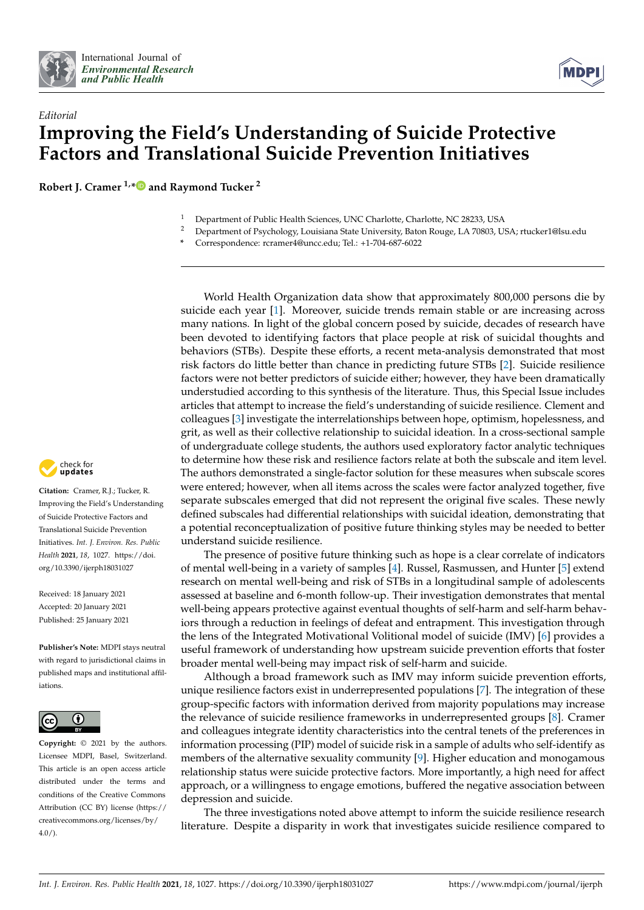*Editorial*

# Improving the Field's Understanding of Suicide Protective Factors and Translational Suicide Prevention Initiatives

**Robert J. Cramer [1,*] and Raymond Tucker [2]**

[1] Department of Public Health Sciences, UNC Charlotte, Charlotte, NC 28233, USA
[2] Department of Psychology, Louisiana State University, Baton Rouge, LA 70803, USA; rtucker1@lsu.edu
* Correspondence: rcramer4@uncc.edu; Tel.: +1-704-687-6022

**Citation:** Cramer, R.J.; Tucker, R. Improving the Field's Understanding of Suicide Protective Factors and Translational Suicide Prevention Initiatives. *Int. J. Environ. Res. Public Health* **2021**, *18*, 1027. https://doi.org/10.3390/ijerph18031027

Received: 18 January 2021
Accepted: 20 January 2021
Published: 25 January 2021

**Publisher's Note:** MDPI stays neutral with regard to jurisdictional claims in published maps and institutional affiliations.

**Copyright:** © 2021 by the authors. Licensee MDPI, Basel, Switzerland. This article is an open access article distributed under the terms and conditions of the Creative Commons Attribution (CC BY) license (https://creativecommons.org/licenses/by/4.0/).

World Health Organization data show that approximately 800,000 persons die by suicide each year [1]. Moreover, suicide trends remain stable or are increasing across many nations. In light of the global concern posed by suicide, decades of research have been devoted to identifying factors that place people at risk of suicidal thoughts and behaviors (STBs). Despite these efforts, a recent meta-analysis demonstrated that most risk factors do little better than chance in predicting future STBs [2]. Suicide resilience factors were not better predictors of suicide either; however, they have been dramatically understudied according to this synthesis of the literature. Thus, this Special Issue includes articles that attempt to increase the field's understanding of suicide resilience. Clement and colleagues [3] investigate the interrelationships between hope, optimism, hopelessness, and grit, as well as their collective relationship to suicidal ideation. In a cross-sectional sample of undergraduate college students, the authors used exploratory factor analytic techniques to determine how these risk and resilience factors relate at both the subscale and item level. The authors demonstrated a single-factor solution for these measures when subscale scores were entered; however, when all items across the scales were factor analyzed together, five separate subscales emerged that did not represent the original five scales. These newly defined subscales had differential relationships with suicidal ideation, demonstrating that a potential reconceptualization of positive future thinking styles may be needed to better understand suicide resilience.

The presence of positive future thinking such as hope is a clear correlate of indicators of mental well-being in a variety of samples [4]. Russel, Rasmussen, and Hunter [5] extend research on mental well-being and risk of STBs in a longitudinal sample of adolescents assessed at baseline and 6-month follow-up. Their investigation demonstrates that mental well-being appears protective against eventual thoughts of self-harm and self-harm behaviors through a reduction in feelings of defeat and entrapment. This investigation through the lens of the Integrated Motivational Volitional model of suicide (IMV) [6] provides a useful framework of understanding how upstream suicide prevention efforts that foster broader mental well-being may impact risk of self-harm and suicide.

Although a broad framework such as IMV may inform suicide prevention efforts, unique resilience factors exist in underrepresented populations [7]. The integration of these group-specific factors with information derived from majority populations may increase the relevance of suicide resilience frameworks in underrepresented groups [8]. Cramer and colleagues integrate identity characteristics into the central tenets of the preferences in information processing (PIP) model of suicide risk in a sample of adults who self-identify as members of the alternative sexuality community [9]. Higher education and monogamous relationship status were suicide protective factors. More importantly, a high need for affect approach, or a willingness to engage emotions, buffered the negative association between depression and suicide.

The three investigations noted above attempt to inform the suicide resilience research literature. Despite a disparity in work that investigates suicide resilience compared to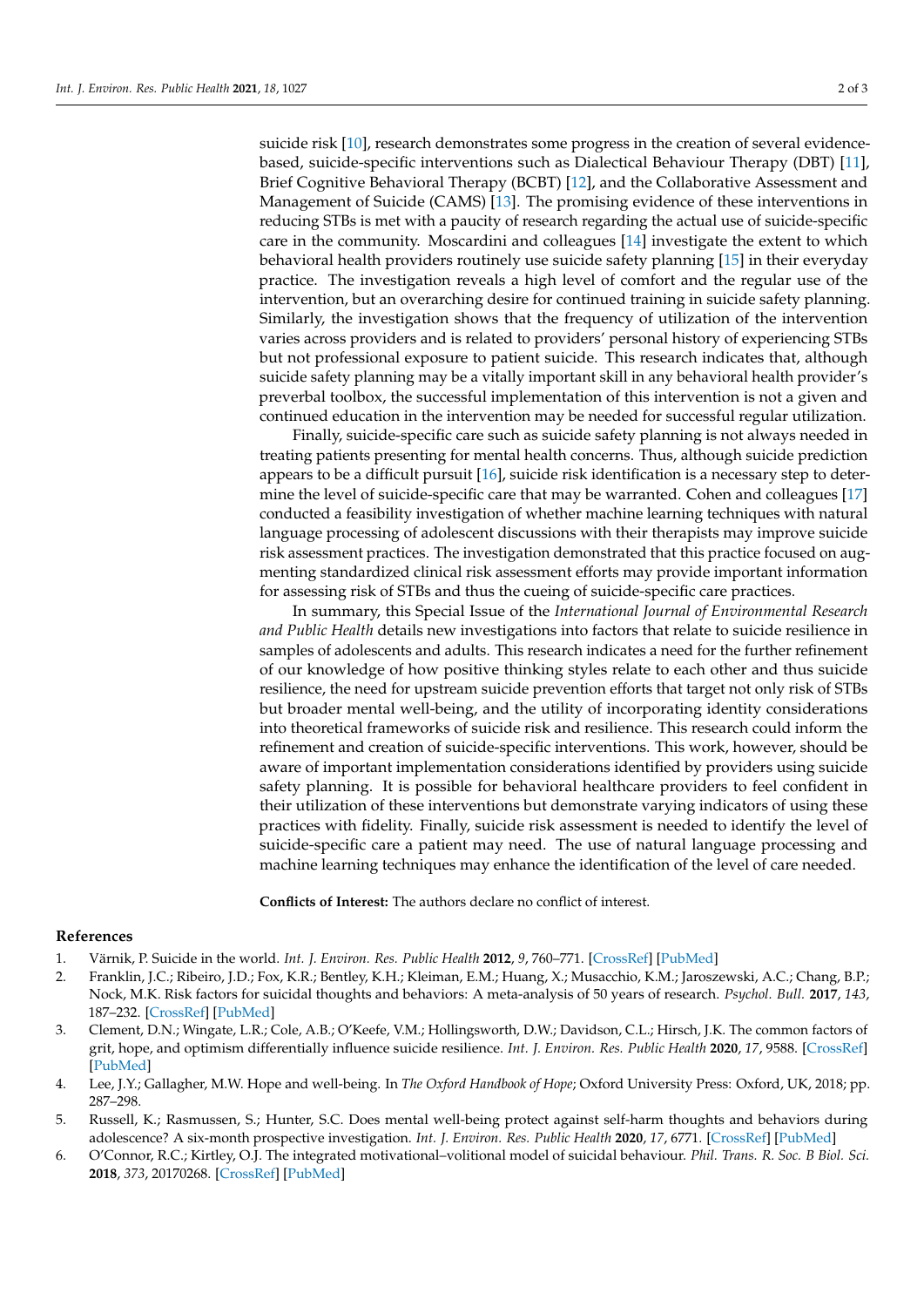suicide risk [10], research demonstrates some progress in the creation of several evidence-based, suicide-specific interventions such as Dialectical Behaviour Therapy (DBT) [11], Brief Cognitive Behavioral Therapy (BCBT) [12], and the Collaborative Assessment and Management of Suicide (CAMS) [13]. The promising evidence of these interventions in reducing STBs is met with a paucity of research regarding the actual use of suicide-specific care in the community. Moscardini and colleagues [14] investigate the extent to which behavioral health providers routinely use suicide safety planning [15] in their everyday practice. The investigation reveals a high level of comfort and the regular use of the intervention, but an overarching desire for continued training in suicide safety planning. Similarly, the investigation shows that the frequency of utilization of the intervention varies across providers and is related to providers' personal history of experiencing STBs but not professional exposure to patient suicide. This research indicates that, although suicide safety planning may be a vitally important skill in any behavioral health provider's preverbal toolbox, the successful implementation of this intervention is not a given and continued education in the intervention may be needed for successful regular utilization.

Finally, suicide-specific care such as suicide safety planning is not always needed in treating patients presenting for mental health concerns. Thus, although suicide prediction appears to be a difficult pursuit [16], suicide risk identification is a necessary step to determine the level of suicide-specific care that may be warranted. Cohen and colleagues [17] conducted a feasibility investigation of whether machine learning techniques with natural language processing of adolescent discussions with their therapists may improve suicide risk assessment practices. The investigation demonstrated that this practice focused on augmenting standardized clinical risk assessment efforts may provide important information for assessing risk of STBs and thus the cueing of suicide-specific care practices.

In summary, this Special Issue of the *International Journal of Environmental Research and Public Health* details new investigations into factors that relate to suicide resilience in samples of adolescents and adults. This research indicates a need for the further refinement of our knowledge of how positive thinking styles relate to each other and thus suicide resilience, the need for upstream suicide prevention efforts that target not only risk of STBs but broader mental well-being, and the utility of incorporating identity considerations into theoretical frameworks of suicide risk and resilience. This research could inform the refinement and creation of suicide-specific interventions. This work, however, should be aware of important implementation considerations identified by providers using suicide safety planning. It is possible for behavioral healthcare providers to feel confident in their utilization of these interventions but demonstrate varying indicators of using these practices with fidelity. Finally, suicide risk assessment is needed to identify the level of suicide-specific care a patient may need. The use of natural language processing and machine learning techniques may enhance the identification of the level of care needed.

**Conflicts of Interest:** The authors declare no conflict of interest.

## References

1. Värnik, P. Suicide in the world. *Int. J. Environ. Res. Public Health* **2012**, *9*, 760–771. [CrossRef] [PubMed]
2. Franklin, J.C.; Ribeiro, J.D.; Fox, K.R.; Bentley, K.H.; Kleiman, E.M.; Huang, X.; Musacchio, K.M.; Jaroszewski, A.C.; Chang, B.P.; Nock, M.K. Risk factors for suicidal thoughts and behaviors: A meta-analysis of 50 years of research. *Psychol. Bull.* **2017**, *143*, 187–232. [CrossRef] [PubMed]
3. Clement, D.N.; Wingate, L.R.; Cole, A.B.; O'Keefe, V.M.; Hollingsworth, D.W.; Davidson, C.L.; Hirsch, J.K. The common factors of grit, hope, and optimism differentially influence suicide resilience. *Int. J. Environ. Res. Public Health* **2020**, *17*, 9588. [CrossRef] [PubMed]
4. Lee, J.Y.; Gallagher, M.W. Hope and well-being. In *The Oxford Handbook of Hope*; Oxford University Press: Oxford, UK, 2018; pp. 287–298.
5. Russell, K.; Rasmussen, S.; Hunter, S.C. Does mental well-being protect against self-harm thoughts and behaviors during adolescence? A six-month prospective investigation. *Int. J. Environ. Res. Public Health* **2020**, *17*, 6771. [CrossRef] [PubMed]
6. O'Connor, R.C.; Kirtley, O.J. The integrated motivational–volitional model of suicidal behaviour. *Phil. Trans. R. Soc. B Biol. Sci.* **2018**, *373*, 20170268. [CrossRef] [PubMed]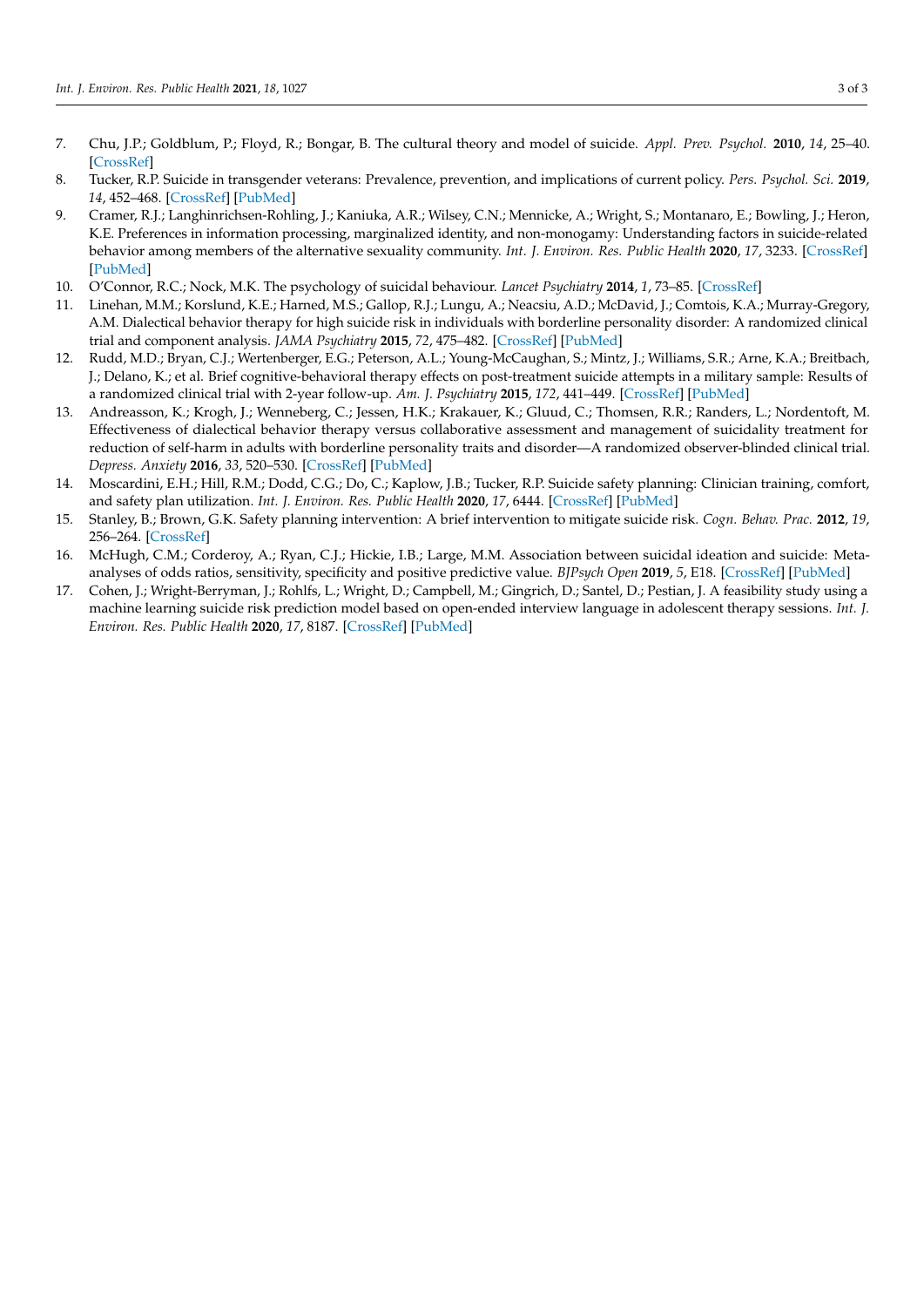7. Chu, J.P.; Goldblum, P.; Floyd, R.; Bongar, B. The cultural theory and model of suicide. *Appl. Prev. Psychol.* **2010**, *14*, 25–40. [CrossRef]
8. Tucker, R.P. Suicide in transgender veterans: Prevalence, prevention, and implications of current policy. *Pers. Psychol. Sci.* **2019**, *14*, 452–468. [CrossRef] [PubMed]
9. Cramer, R.J.; Langhinrichsen-Rohling, J.; Kaniuka, A.R.; Wilsey, C.N.; Mennicke, A.; Wright, S.; Montanaro, E.; Bowling, J.; Heron, K.E. Preferences in information processing, marginalized identity, and non-monogamy: Understanding factors in suicide-related behavior among members of the alternative sexuality community. *Int. J. Environ. Res. Public Health* **2020**, *17*, 3233. [CrossRef] [PubMed]
10. O'Connor, R.C.; Nock, M.K. The psychology of suicidal behaviour. *Lancet Psychiatry* **2014**, *1*, 73–85. [CrossRef]
11. Linehan, M.M.; Korslund, K.E.; Harned, M.S.; Gallop, R.J.; Lungu, A.; Neacsiu, A.D.; McDavid, J.; Comtois, K.A.; Murray-Gregory, A.M. Dialectical behavior therapy for high suicide risk in individuals with borderline personality disorder: A randomized clinical trial and component analysis. *JAMA Psychiatry* **2015**, *72*, 475–482. [CrossRef] [PubMed]
12. Rudd, M.D.; Bryan, C.J.; Wertenberger, E.G.; Peterson, A.L.; Young-McCaughan, S.; Mintz, J.; Williams, S.R.; Arne, K.A.; Breitbach, J.; Delano, K.; et al. Brief cognitive-behavioral therapy effects on post-treatment suicide attempts in a military sample: Results of a randomized clinical trial with 2-year follow-up. *Am. J. Psychiatry* **2015**, *172*, 441–449. [CrossRef] [PubMed]
13. Andreasson, K.; Krogh, J.; Wenneberg, C.; Jessen, H.K.; Krakauer, K.; Gluud, C.; Thomsen, R.R.; Randers, L.; Nordentoft, M. Effectiveness of dialectical behavior therapy versus collaborative assessment and management of suicidality treatment for reduction of self-harm in adults with borderline personality traits and disorder—A randomized observer-blinded clinical trial. *Depress. Anxiety* **2016**, *33*, 520–530. [CrossRef] [PubMed]
14. Moscardini, E.H.; Hill, R.M.; Dodd, C.G.; Do, C.; Kaplow, J.B.; Tucker, R.P. Suicide safety planning: Clinician training, comfort, and safety plan utilization. *Int. J. Environ. Res. Public Health* **2020**, *17*, 6444. [CrossRef] [PubMed]
15. Stanley, B.; Brown, G.K. Safety planning intervention: A brief intervention to mitigate suicide risk. *Cogn. Behav. Prac.* **2012**, *19*, 256–264. [CrossRef]
16. McHugh, C.M.; Corderoy, A.; Ryan, C.J.; Hickie, I.B.; Large, M.M. Association between suicidal ideation and suicide: Meta-analyses of odds ratios, sensitivity, specificity and positive predictive value. *BJPsych Open* **2019**, *5*, E18. [CrossRef] [PubMed]
17. Cohen, J.; Wright-Berryman, J.; Rohlfs, L.; Wright, D.; Campbell, M.; Gingrich, D.; Santel, D.; Pestian, J. A feasibility study using a machine learning suicide risk prediction model based on open-ended interview language in adolescent therapy sessions. *Int. J. Environ. Res. Public Health* **2020**, *17*, 8187. [CrossRef] [PubMed]